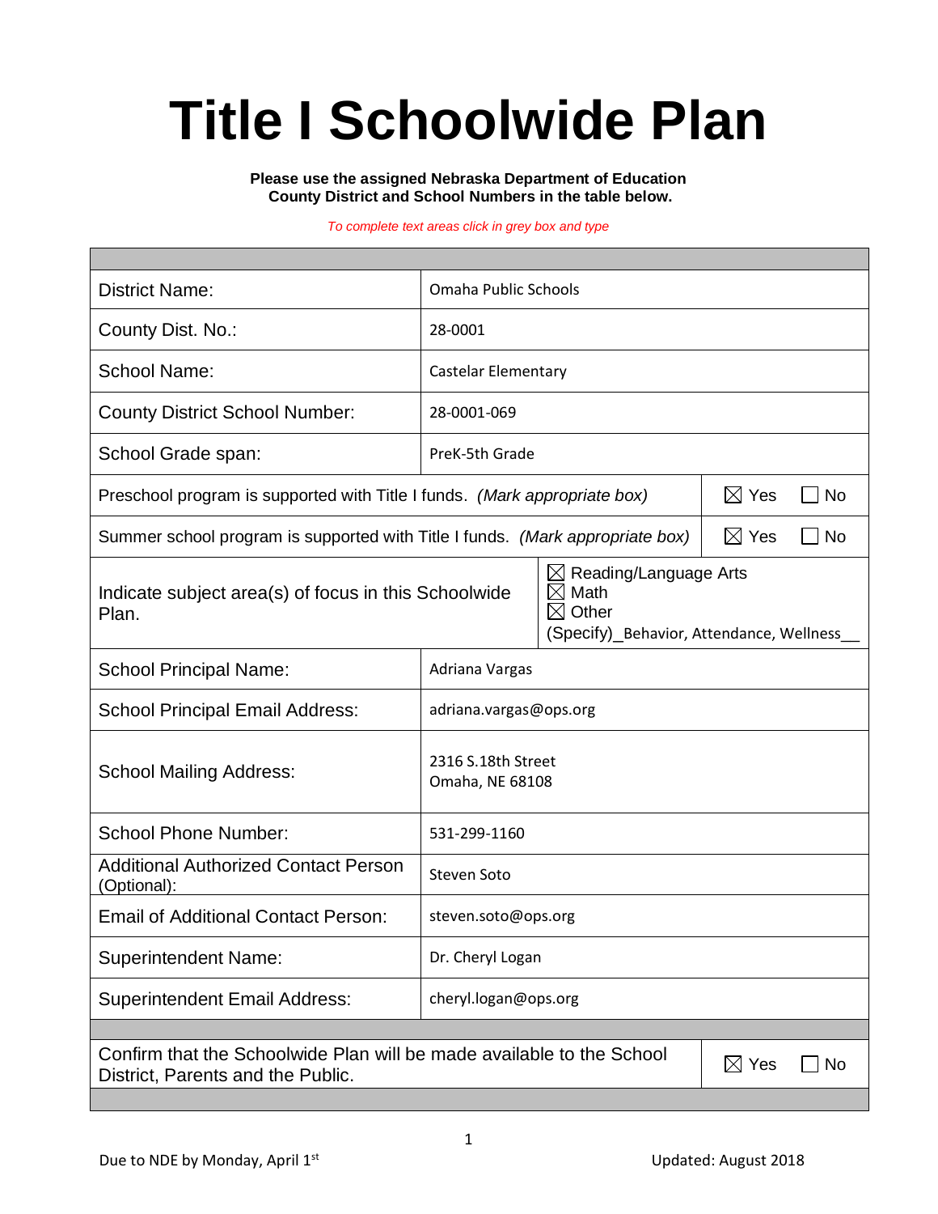# Title I Schoolwide Plan

**Please use the assigned Nebraska Department of Education County District and School Numbers in the table below.**

*To complete text areas click in grey box and type*

| | |
|---|---|
| District Name: | Omaha Public Schools |
| County Dist. No.: | 28-0001 |
| School Name: | Castelar Elementary |
| County District School Number: | 28-0001-069 |
| School Grade span: | PreK-5th Grade |
| Preschool program is supported with Title I funds. *(Mark appropriate box)* | ☒ Yes ☐ No |
| Summer school program is supported with Title I funds. *(Mark appropriate box)* | ☒ Yes ☐ No |
| Indicate subject area(s) of focus in this Schoolwide Plan. | ☒ Reading/Language Arts<br>☒ Math<br>☒ Other<br>(Specify)_Behavior, Attendance, Wellness__ |
| School Principal Name: | Adriana Vargas |
| School Principal Email Address: | adriana.vargas@ops.org |
| School Mailing Address: | 2316 S.18th Street<br>Omaha, NE 68108 |
| School Phone Number: | 531-299-1160 |
| Additional Authorized Contact Person (Optional): | Steven Soto |
| Email of Additional Contact Person: | steven.soto@ops.org |
| Superintendent Name: | Dr. Cheryl Logan |
| Superintendent Email Address: | cheryl.logan@ops.org |
| Confirm that the Schoolwide Plan will be made available to the School District, Parents and the Public. | ☒ Yes ☐ No |

Due to NDE by Monday, April 1st

Updated: August 2018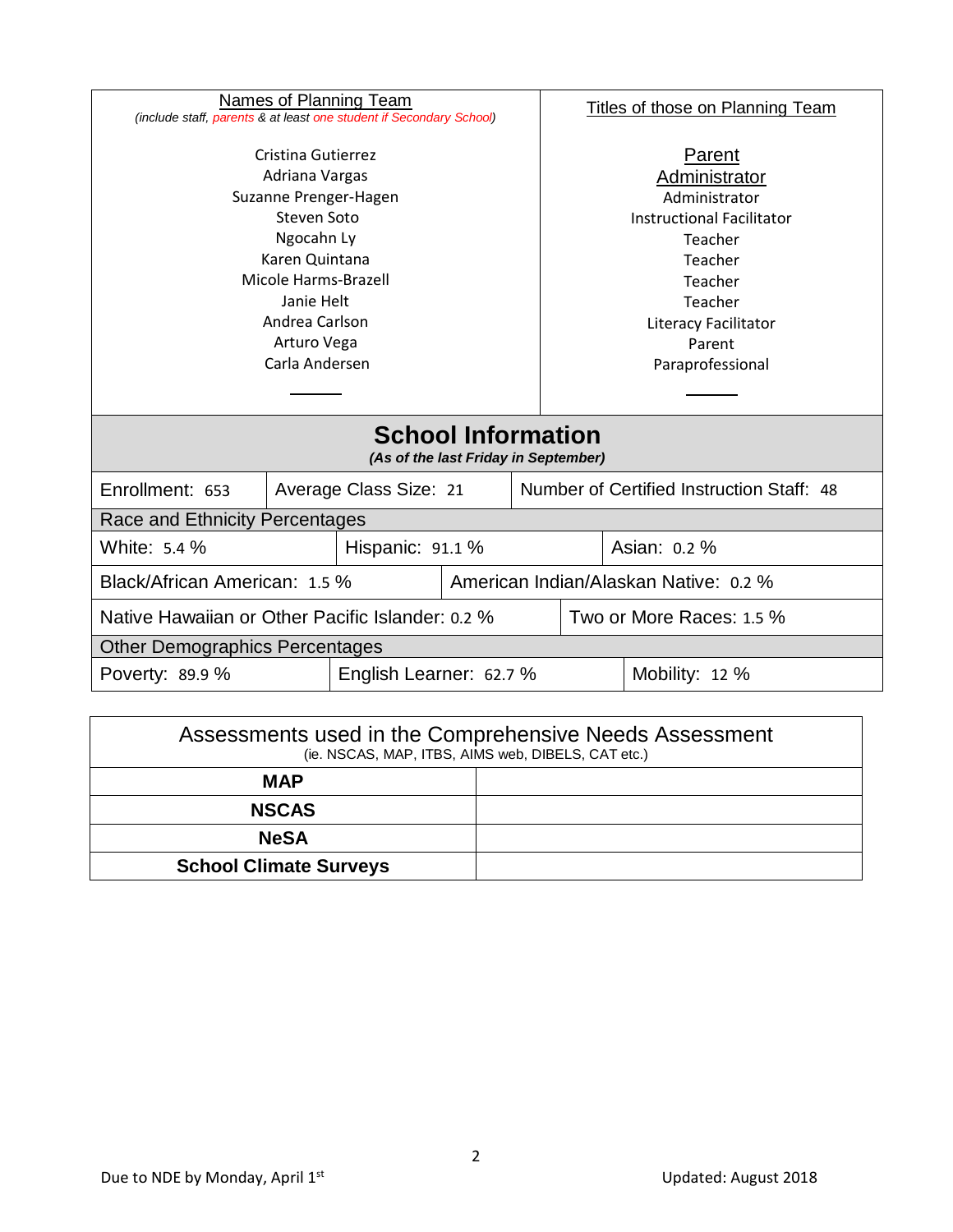| Names of Planning Team<br>*(include staff, parents & at least one student if Secondary School)* | Titles of those on Planning Team |
|---|---|
| Cristina Gutierrez | Parent |
| Adriana Vargas | Administrator |
| Suzanne Prenger-Hagen | Administrator |
| Steven Soto | Instructional Facilitator |
| Ngocahn Ly | Teacher |
| Karen Quintana | Teacher |
| Micole Harms-Brazell | Teacher |
| Janie Helt | Teacher |
| Andrea Carlson | Literacy Facilitator |
| Arturo Vega | Parent |
| Carla Andersen | Paraprofessional |

## School Information

***(As of the last Friday in September)***

| Enrollment: 653 | Average Class Size: 21 | Number of Certified Instruction Staff: 48 |
|---|---|---|

**Race and Ethnicity Percentages**

| White: 5.4 % | Hispanic: 91.1 % | Asian: 0.2 % |
|---|---|---|
| Black/African American: 1.5 % | American Indian/Alaskan Native: 0.2 % | |
| Native Hawaiian or Other Pacific Islander: 0.2 % | Two or More Races: 1.5 % | |

**Other Demographics Percentages**

| Poverty: 89.9 % | English Learner: 62.7 % | Mobility: 12 % |
|---|---|---|

| Assessments used in the Comprehensive Needs Assessment<br>(ie. NSCAS, MAP, ITBS, AIMS web, DIBELS, CAT etc.) | |
|---|---|
| **MAP** | |
| **NSCAS** | |
| **NeSA** | |
| **School Climate Surveys** | |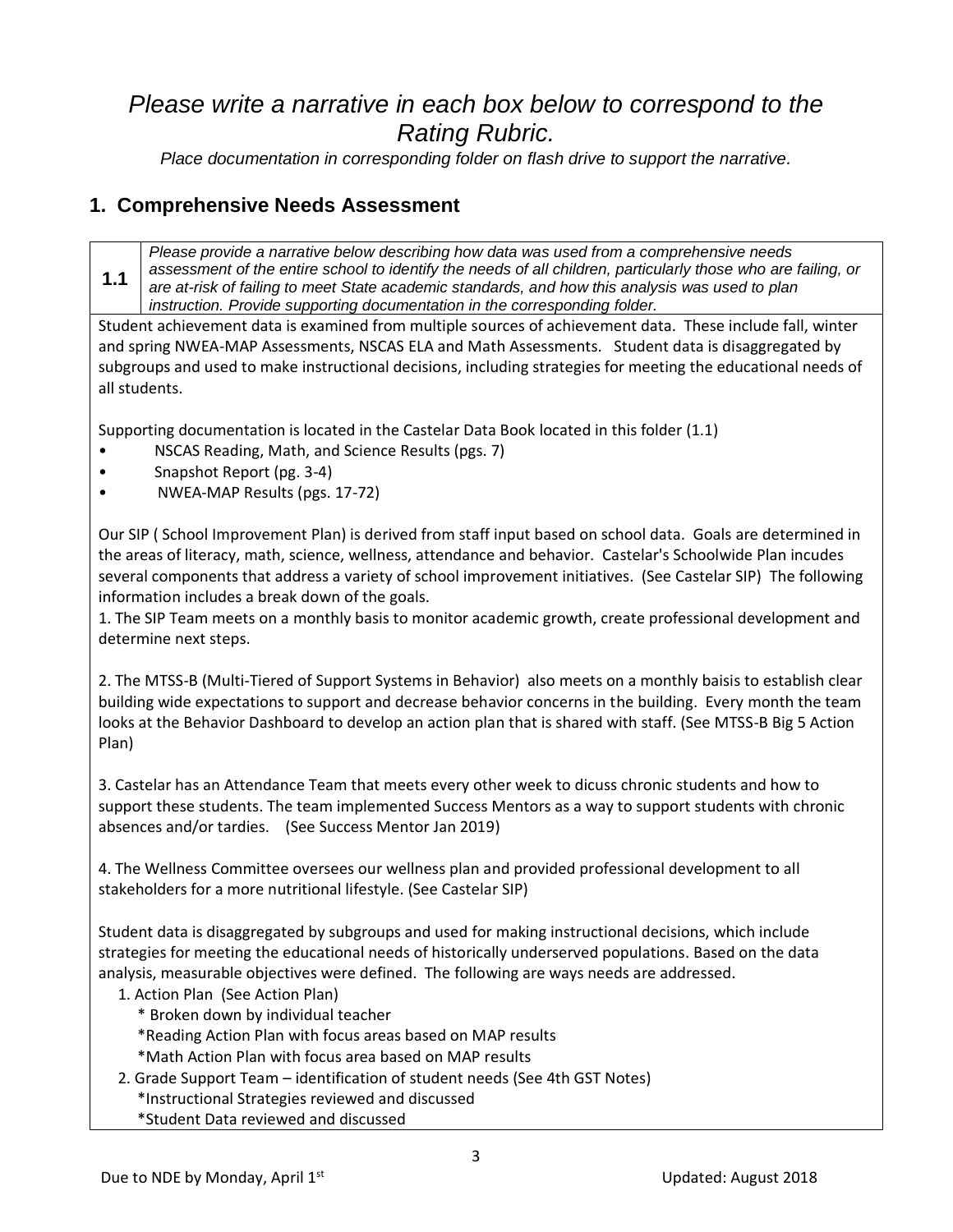*Please write a narrative in each box below to correspond to the Rating Rubric.*

*Place documentation in corresponding folder on flash drive to support the narrative.*

## 1. Comprehensive Needs Assessment

| **1.1** | *Please provide a narrative below describing how data was used from a comprehensive needs assessment of the entire school to identify the needs of all children, particularly those who are failing, or are at-risk of failing to meet State academic standards, and how this analysis was used to plan instruction. Provide supporting documentation in the corresponding folder.* |
|---|---|

Student achievement data is examined from multiple sources of achievement data. These include fall, winter and spring NWEA-MAP Assessments, NSCAS ELA and Math Assessments. Student data is disaggregated by subgroups and used to make instructional decisions, including strategies for meeting the educational needs of all students.

Supporting documentation is located in the Castelar Data Book located in this folder (1.1)

- NSCAS Reading, Math, and Science Results (pgs. 7)
- Snapshot Report (pg. 3-4)
- NWEA-MAP Results (pgs. 17-72)

Our SIP ( School Improvement Plan) is derived from staff input based on school data. Goals are determined in the areas of literacy, math, science, wellness, attendance and behavior. Castelar's Schoolwide Plan incudes several components that address a variety of school improvement initiatives. (See Castelar SIP) The following information includes a break down of the goals.

1. The SIP Team meets on a monthly basis to monitor academic growth, create professional development and determine next steps.

2. The MTSS-B (Multi-Tiered of Support Systems in Behavior) also meets on a monthly baisis to establish clear building wide expectations to support and decrease behavior concerns in the building. Every month the team looks at the Behavior Dashboard to develop an action plan that is shared with staff. (See MTSS-B Big 5 Action Plan)

3. Castelar has an Attendance Team that meets every other week to dicuss chronic students and how to support these students. The team implemented Success Mentors as a way to support students with chronic absences and/or tardies. (See Success Mentor Jan 2019)

4. The Wellness Committee oversees our wellness plan and provided professional development to all stakeholders for a more nutritional lifestyle. (See Castelar SIP)

Student data is disaggregated by subgroups and used for making instructional decisions, which include strategies for meeting the educational needs of historically underserved populations. Based on the data analysis, measurable objectives were defined. The following are ways needs are addressed.

1. Action Plan (See Action Plan)
   - * Broken down by individual teacher
   - *Reading Action Plan with focus areas based on MAP results
   - *Math Action Plan with focus area based on MAP results
2. Grade Support Team – identification of student needs (See 4th GST Notes)
   - *Instructional Strategies reviewed and discussed
   - *Student Data reviewed and discussed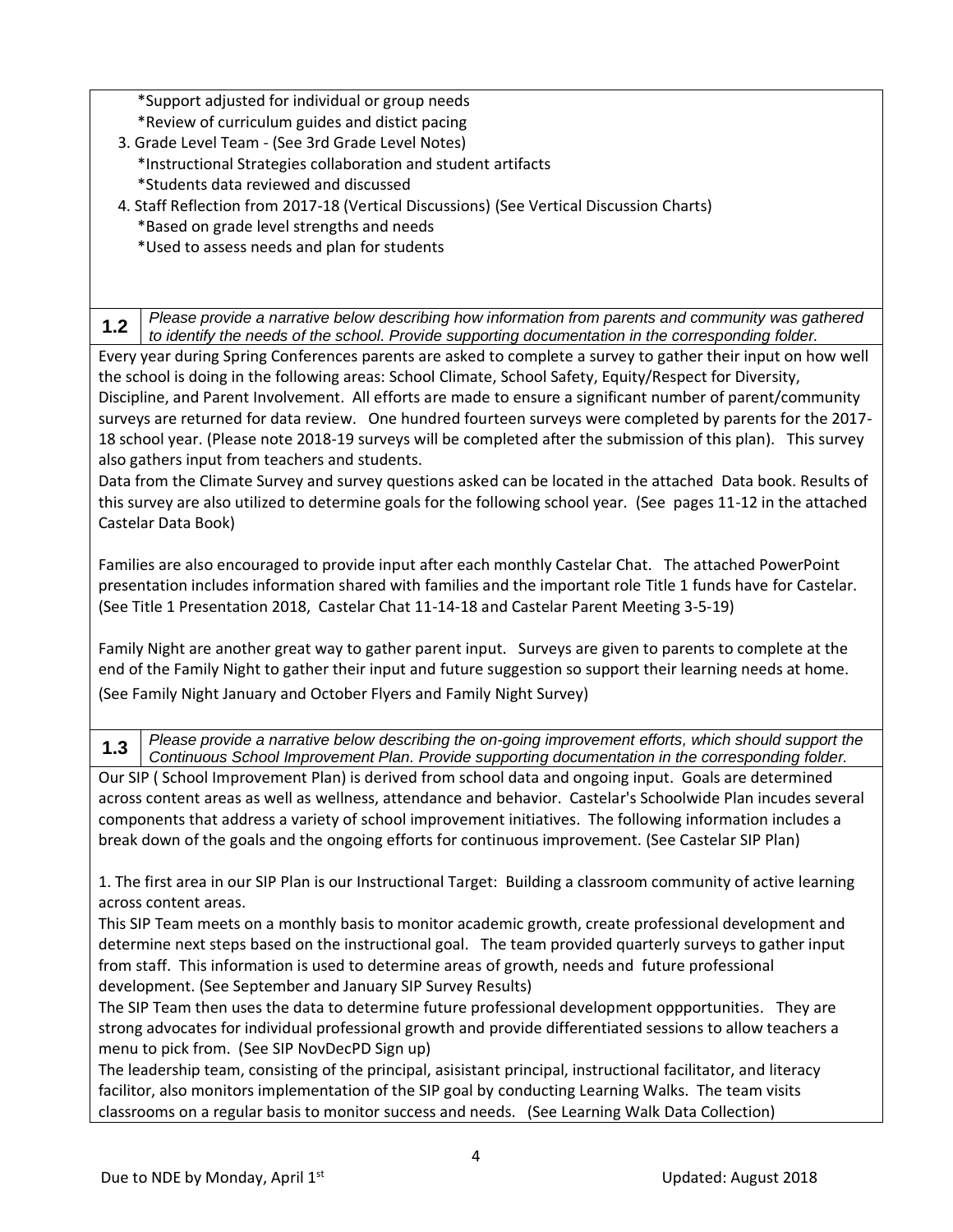*Support adjusted for individual or group needs
*Review of curriculum guides and distict pacing

3. Grade Level Team - (See 3rd Grade Level Notes)
   *Instructional Strategies collaboration and student artifacts
   *Students data reviewed and discussed
4. Staff Reflection from 2017-18 (Vertical Discussions) (See Vertical Discussion Charts)
   *Based on grade level strengths and needs
   *Used to assess needs and plan for students

**1.2** *Please provide a narrative below describing how information from parents and community was gathered to identify the needs of the school. Provide supporting documentation in the corresponding folder.*

Every year during Spring Conferences parents are asked to complete a survey to gather their input on how well the school is doing in the following areas: School Climate, School Safety, Equity/Respect for Diversity, Discipline, and Parent Involvement. All efforts are made to ensure a significant number of parent/community surveys are returned for data review. One hundred fourteen surveys were completed by parents for the 2017-18 school year. (Please note 2018-19 surveys will be completed after the submission of this plan). This survey also gathers input from teachers and students.
Data from the Climate Survey and survey questions asked can be located in the attached Data book. Results of this survey are also utilized to determine goals for the following school year. (See pages 11-12 in the attached Castelar Data Book)

Families are also encouraged to provide input after each monthly Castelar Chat. The attached PowerPoint presentation includes information shared with families and the important role Title 1 funds have for Castelar. (See Title 1 Presentation 2018, Castelar Chat 11-14-18 and Castelar Parent Meeting 3-5-19)

Family Night are another great way to gather parent input. Surveys are given to parents to complete at the end of the Family Night to gather their input and future suggestion so support their learning needs at home. (See Family Night January and October Flyers and Family Night Survey)

**1.3** *Please provide a narrative below describing the on-going improvement efforts, which should support the Continuous School Improvement Plan. Provide supporting documentation in the corresponding folder.*

Our SIP ( School Improvement Plan) is derived from school data and ongoing input. Goals are determined across content areas as well as wellness, attendance and behavior. Castelar's Schoolwide Plan incudes several components that address a variety of school improvement initiatives. The following information includes a break down of the goals and the ongoing efforts for continuous improvement. (See Castelar SIP Plan)

1. The first area in our SIP Plan is our Instructional Target: Building a classroom community of active learning across content areas.
This SIP Team meets on a monthly basis to monitor academic growth, create professional development and determine next steps based on the instructional goal. The team provided quarterly surveys to gather input from staff. This information is used to determine areas of growth, needs and future professional development. (See September and January SIP Survey Results)
The SIP Team then uses the data to determine future professional development oppportunities. They are strong advocates for individual professional growth and provide differentiated sessions to allow teachers a menu to pick from. (See SIP NovDecPD Sign up)
The leadership team, consisting of the principal, asisistant principal, instructional facilitator, and literacy facilitor, also monitors implementation of the SIP goal by conducting Learning Walks. The team visits classrooms on a regular basis to monitor success and needs. (See Learning Walk Data Collection)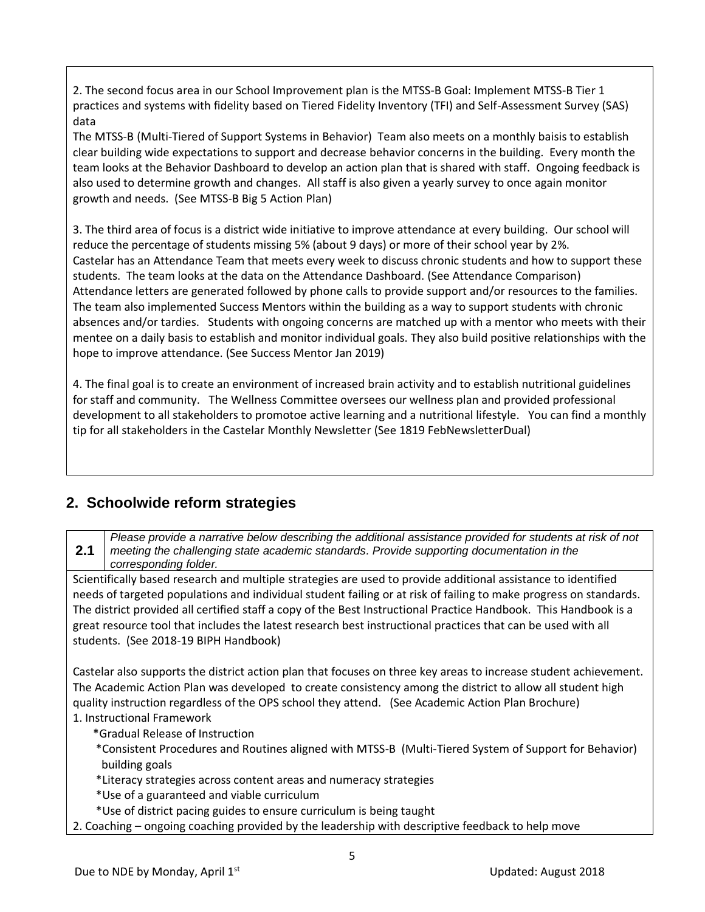2. The second focus area in our School Improvement plan is the MTSS-B Goal: Implement MTSS-B Tier 1 practices and systems with fidelity based on Tiered Fidelity Inventory (TFI) and Self-Assessment Survey (SAS) data

The MTSS-B (Multi-Tiered of Support Systems in Behavior) Team also meets on a monthly baisis to establish clear building wide expectations to support and decrease behavior concerns in the building. Every month the team looks at the Behavior Dashboard to develop an action plan that is shared with staff. Ongoing feedback is also used to determine growth and changes. All staff is also given a yearly survey to once again monitor growth and needs. (See MTSS-B Big 5 Action Plan)

3. The third area of focus is a district wide initiative to improve attendance at every building. Our school will reduce the percentage of students missing 5% (about 9 days) or more of their school year by 2%. Castelar has an Attendance Team that meets every week to discuss chronic students and how to support these students. The team looks at the data on the Attendance Dashboard. (See Attendance Comparison) Attendance letters are generated followed by phone calls to provide support and/or resources to the families. The team also implemented Success Mentors within the building as a way to support students with chronic absences and/or tardies. Students with ongoing concerns are matched up with a mentor who meets with their mentee on a daily basis to establish and monitor individual goals. They also build positive relationships with the hope to improve attendance. (See Success Mentor Jan 2019)

4. The final goal is to create an environment of increased brain activity and to establish nutritional guidelines for staff and community. The Wellness Committee oversees our wellness plan and provided professional development to all stakeholders to promotoe active learning and a nutritional lifestyle. You can find a monthly tip for all stakeholders in the Castelar Monthly Newsletter (See 1819 FebNewsletterDual)

## 2. Schoolwide reform strategies

**2.1** *Please provide a narrative below describing the additional assistance provided for students at risk of not meeting the challenging state academic standards. Provide supporting documentation in the corresponding folder.*

Scientifically based research and multiple strategies are used to provide additional assistance to identified needs of targeted populations and individual student failing or at risk of failing to make progress on standards. The district provided all certified staff a copy of the Best Instructional Practice Handbook. This Handbook is a great resource tool that includes the latest research best instructional practices that can be used with all students. (See 2018-19 BIPH Handbook)

Castelar also supports the district action plan that focuses on three key areas to increase student achievement. The Academic Action Plan was developed to create consistency among the district to allow all student high quality instruction regardless of the OPS school they attend. (See Academic Action Plan Brochure)

1. Instructional Framework
   *Gradual Release of Instruction
   *Consistent Procedures and Routines aligned with MTSS-B (Multi-Tiered System of Support for Behavior) building goals
   *Literacy strategies across content areas and numeracy strategies
   *Use of a guaranteed and viable curriculum
   *Use of district pacing guides to ensure curriculum is being taught
2. Coaching – ongoing coaching provided by the leadership with descriptive feedback to help move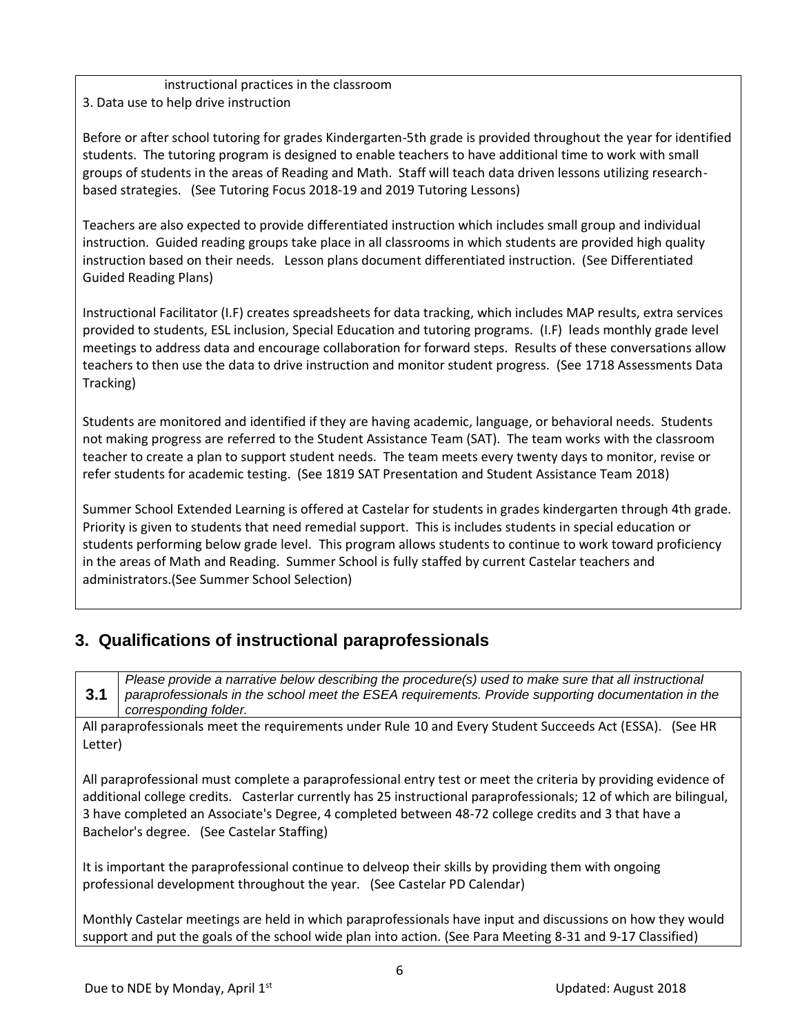instructional practices in the classroom

3. Data use to help drive instruction

Before or after school tutoring for grades Kindergarten-5th grade is provided throughout the year for identified students. The tutoring program is designed to enable teachers to have additional time to work with small groups of students in the areas of Reading and Math. Staff will teach data driven lessons utilizing research-based strategies. (See Tutoring Focus 2018-19 and 2019 Tutoring Lessons)

Teachers are also expected to provide differentiated instruction which includes small group and individual instruction. Guided reading groups take place in all classrooms in which students are provided high quality instruction based on their needs. Lesson plans document differentiated instruction. (See Differentiated Guided Reading Plans)

Instructional Facilitator (I.F) creates spreadsheets for data tracking, which includes MAP results, extra services provided to students, ESL inclusion, Special Education and tutoring programs. (I.F) leads monthly grade level meetings to address data and encourage collaboration for forward steps. Results of these conversations allow teachers to then use the data to drive instruction and monitor student progress. (See 1718 Assessments Data Tracking)

Students are monitored and identified if they are having academic, language, or behavioral needs. Students not making progress are referred to the Student Assistance Team (SAT). The team works with the classroom teacher to create a plan to support student needs. The team meets every twenty days to monitor, revise or refer students for academic testing. (See 1819 SAT Presentation and Student Assistance Team 2018)

Summer School Extended Learning is offered at Castelar for students in grades kindergarten through 4th grade. Priority is given to students that need remedial support. This is includes students in special education or students performing below grade level. This program allows students to continue to work toward proficiency in the areas of Math and Reading. Summer School is fully staffed by current Castelar teachers and administrators.(See Summer School Selection)

## 3. Qualifications of instructional paraprofessionals

**3.1** *Please provide a narrative below describing the procedure(s) used to make sure that all instructional paraprofessionals in the school meet the ESEA requirements. Provide supporting documentation in the corresponding folder.*

All paraprofessionals meet the requirements under Rule 10 and Every Student Succeeds Act (ESSA). (See HR Letter)

All paraprofessional must complete a paraprofessional entry test or meet the criteria by providing evidence of additional college credits. Casterlar currently has 25 instructional paraprofessionals; 12 of which are bilingual, 3 have completed an Associate's Degree, 4 completed between 48-72 college credits and 3 that have a Bachelor's degree. (See Castelar Staffing)

It is important the paraprofessional continue to delveop their skills by providing them with ongoing professional development throughout the year. (See Castelar PD Calendar)

Monthly Castelar meetings are held in which paraprofessionals have input and discussions on how they would support and put the goals of the school wide plan into action. (See Para Meeting 8-31 and 9-17 Classified)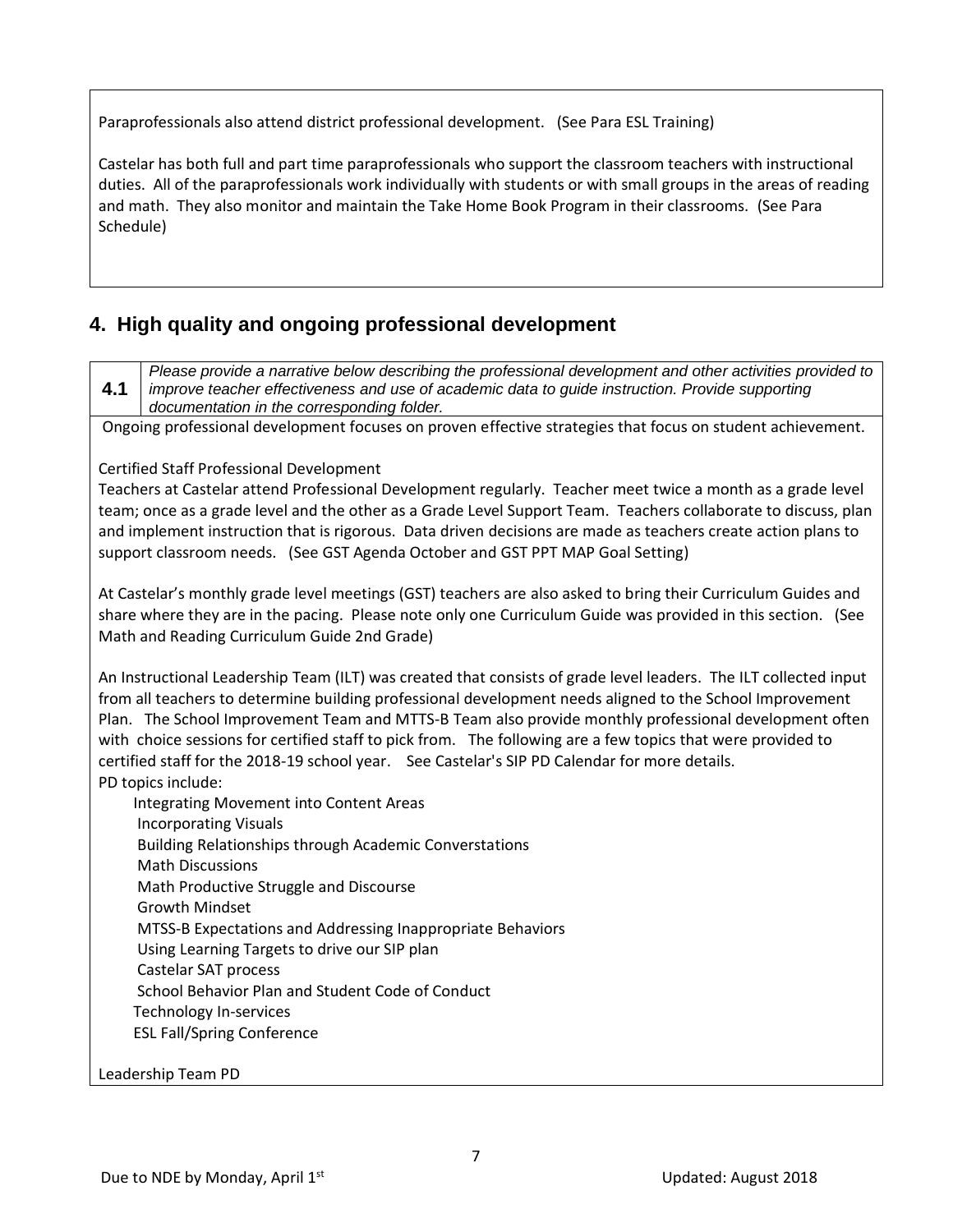Paraprofessionals also attend district professional development. (See Para ESL Training)

Castelar has both full and part time paraprofessionals who support the classroom teachers with instructional duties. All of the paraprofessionals work individually with students or with small groups in the areas of reading and math. They also monitor and maintain the Take Home Book Program in their classrooms. (See Para Schedule)

## 4. High quality and ongoing professional development

| 4.1 | *Please provide a narrative below describing the professional development and other activities provided to improve teacher effectiveness and use of academic data to guide instruction. Provide supporting documentation in the corresponding folder.* |
| --- | --- |

Ongoing professional development focuses on proven effective strategies that focus on student achievement.

Certified Staff Professional Development

Teachers at Castelar attend Professional Development regularly. Teacher meet twice a month as a grade level team; once as a grade level and the other as a Grade Level Support Team. Teachers collaborate to discuss, plan and implement instruction that is rigorous. Data driven decisions are made as teachers create action plans to support classroom needs. (See GST Agenda October and GST PPT MAP Goal Setting)

At Castelar's monthly grade level meetings (GST) teachers are also asked to bring their Curriculum Guides and share where they are in the pacing. Please note only one Curriculum Guide was provided in this section. (See Math and Reading Curriculum Guide 2nd Grade)

An Instructional Leadership Team (ILT) was created that consists of grade level leaders. The ILT collected input from all teachers to determine building professional development needs aligned to the School Improvement Plan. The School Improvement Team and MTTS-B Team also provide monthly professional development often with choice sessions for certified staff to pick from. The following are a few topics that were provided to certified staff for the 2018-19 school year. See Castelar's SIP PD Calendar for more details.

PD topics include:

- Integrating Movement into Content Areas
- Incorporating Visuals
- Building Relationships through Academic Converstations
- Math Discussions
- Math Productive Struggle and Discourse
- Growth Mindset
- MTSS-B Expectations and Addressing Inappropriate Behaviors
- Using Learning Targets to drive our SIP plan
- Castelar SAT process
- School Behavior Plan and Student Code of Conduct
- Technology In-services
- ESL Fall/Spring Conference

Leadership Team PD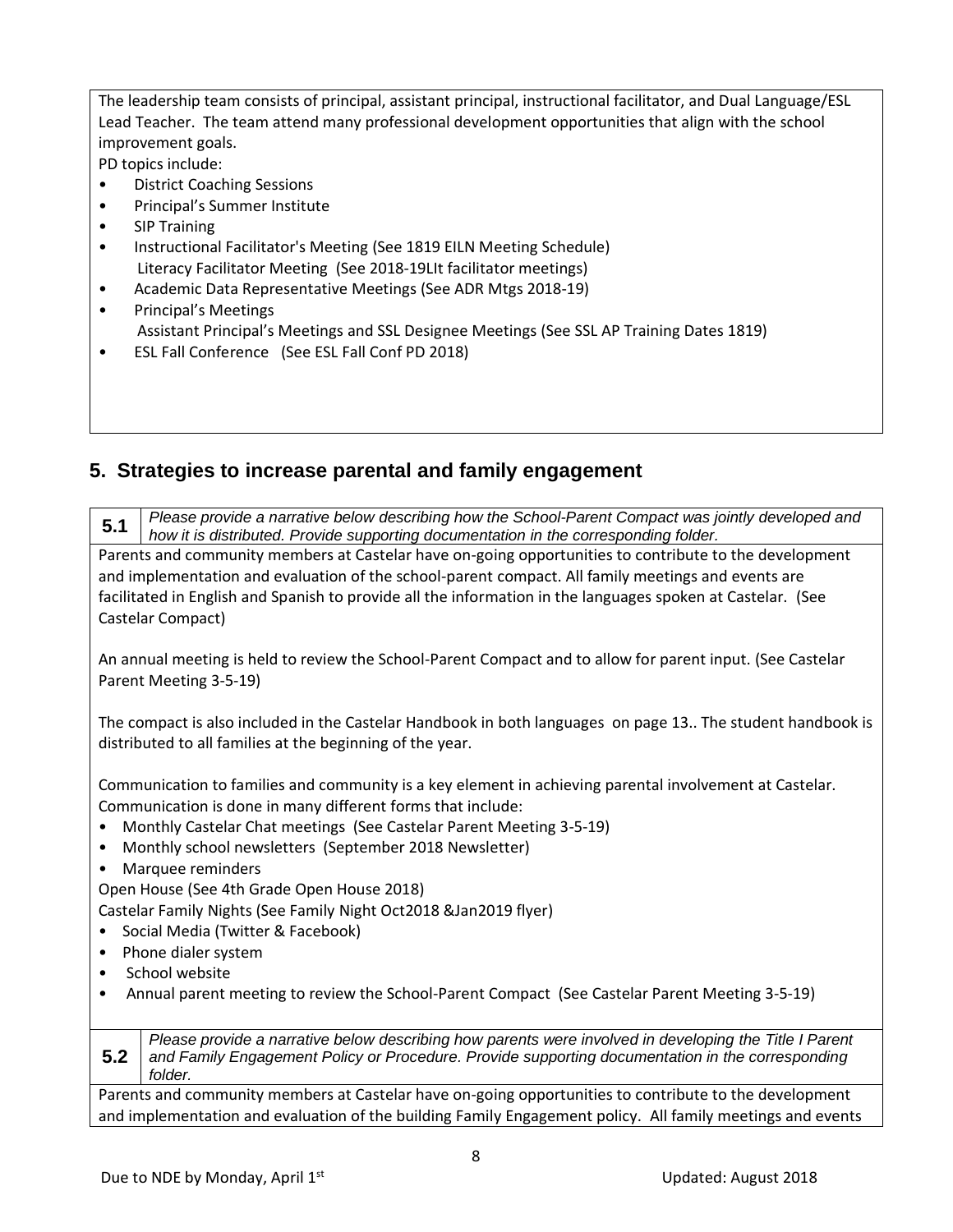The leadership team consists of principal, assistant principal, instructional facilitator, and Dual Language/ESL Lead Teacher. The team attend many professional development opportunities that align with the school improvement goals.

PD topics include:

- District Coaching Sessions
- Principal's Summer Institute
- SIP Training
- Instructional Facilitator's Meeting (See 1819 EILN Meeting Schedule)
  Literacy Facilitator Meeting (See 2018-19LIt facilitator meetings)
- Academic Data Representative Meetings (See ADR Mtgs 2018-19)
- Principal's Meetings
  Assistant Principal's Meetings and SSL Designee Meetings (See SSL AP Training Dates 1819)
- ESL Fall Conference (See ESL Fall Conf PD 2018)

## 5. Strategies to increase parental and family engagement

**5.1** *Please provide a narrative below describing how the School-Parent Compact was jointly developed and how it is distributed. Provide supporting documentation in the corresponding folder.*

Parents and community members at Castelar have on-going opportunities to contribute to the development and implementation and evaluation of the school-parent compact. All family meetings and events are facilitated in English and Spanish to provide all the information in the languages spoken at Castelar. (See Castelar Compact)

An annual meeting is held to review the School-Parent Compact and to allow for parent input. (See Castelar Parent Meeting 3-5-19)

The compact is also included in the Castelar Handbook in both languages on page 13.. The student handbook is distributed to all families at the beginning of the year.

Communication to families and community is a key element in achieving parental involvement at Castelar. Communication is done in many different forms that include:

- Monthly Castelar Chat meetings (See Castelar Parent Meeting 3-5-19)
- Monthly school newsletters (September 2018 Newsletter)
- Marquee reminders

Open House (See 4th Grade Open House 2018)
Castelar Family Nights (See Family Night Oct2018 &Jan2019 flyer)

- Social Media (Twitter & Facebook)
- Phone dialer system
- School website
- Annual parent meeting to review the School-Parent Compact (See Castelar Parent Meeting 3-5-19)

**5.2** *Please provide a narrative below describing how parents were involved in developing the Title I Parent and Family Engagement Policy or Procedure. Provide supporting documentation in the corresponding folder.*

Parents and community members at Castelar have on-going opportunities to contribute to the development and implementation and evaluation of the building Family Engagement policy. All family meetings and events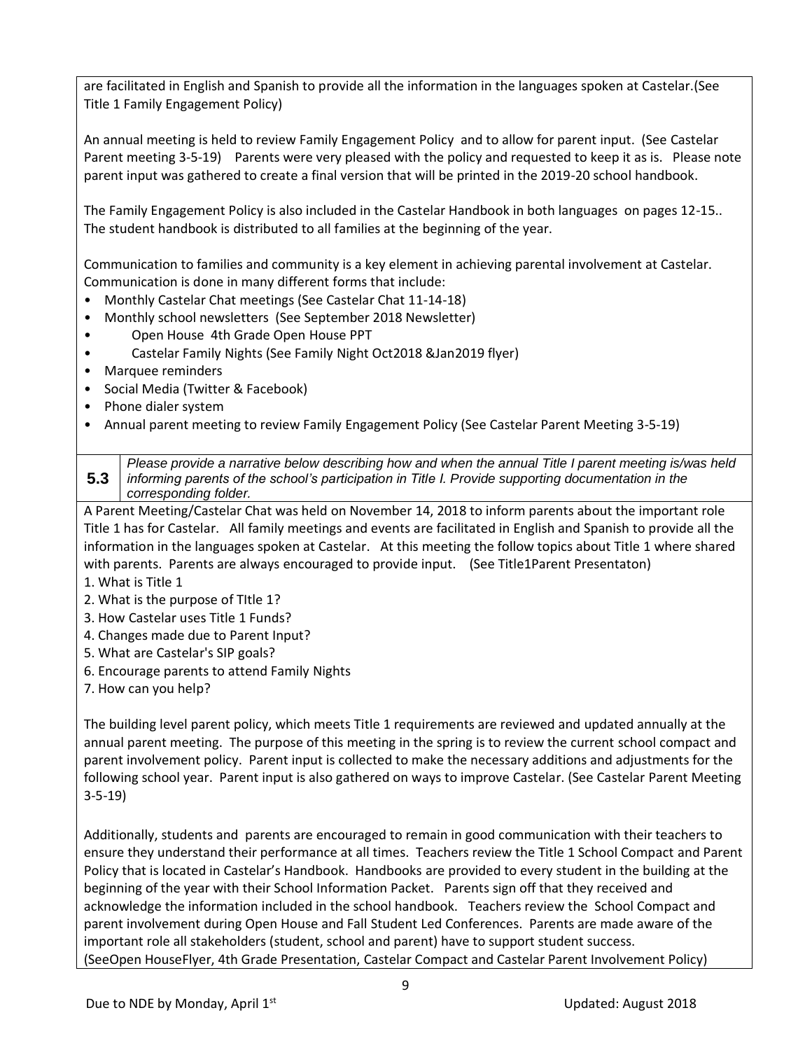are facilitated in English and Spanish to provide all the information in the languages spoken at Castelar.(See Title 1 Family Engagement Policy)

An annual meeting is held to review Family Engagement Policy and to allow for parent input. (See Castelar Parent meeting 3-5-19) Parents were very pleased with the policy and requested to keep it as is. Please note parent input was gathered to create a final version that will be printed in the 2019-20 school handbook.

The Family Engagement Policy is also included in the Castelar Handbook in both languages on pages 12-15.. The student handbook is distributed to all families at the beginning of the year.

Communication to families and community is a key element in achieving parental involvement at Castelar. Communication is done in many different forms that include:

- Monthly Castelar Chat meetings (See Castelar Chat 11-14-18)
- Monthly school newsletters (See September 2018 Newsletter)
- Open House 4th Grade Open House PPT
- Castelar Family Nights (See Family Night Oct2018 &Jan2019 flyer)
- Marquee reminders
- Social Media (Twitter & Facebook)
- Phone dialer system
- Annual parent meeting to review Family Engagement Policy (See Castelar Parent Meeting 3-5-19)

| 5.3 | *Please provide a narrative below describing how and when the annual Title I parent meeting is/was held informing parents of the school's participation in Title I. Provide supporting documentation in the corresponding folder.* |
|---|---|

A Parent Meeting/Castelar Chat was held on November 14, 2018 to inform parents about the important role Title 1 has for Castelar. All family meetings and events are facilitated in English and Spanish to provide all the information in the languages spoken at Castelar. At this meeting the follow topics about Title 1 where shared with parents. Parents are always encouraged to provide input. (See Title1Parent Presentaton)

1. What is Title 1
2. What is the purpose of TItle 1?
3. How Castelar uses Title 1 Funds?
4. Changes made due to Parent Input?
5. What are Castelar's SIP goals?
6. Encourage parents to attend Family Nights
7. How can you help?

The building level parent policy, which meets Title 1 requirements are reviewed and updated annually at the annual parent meeting. The purpose of this meeting in the spring is to review the current school compact and parent involvement policy. Parent input is collected to make the necessary additions and adjustments for the following school year. Parent input is also gathered on ways to improve Castelar. (See Castelar Parent Meeting 3-5-19)

Additionally, students and parents are encouraged to remain in good communication with their teachers to ensure they understand their performance at all times. Teachers review the Title 1 School Compact and Parent Policy that is located in Castelar's Handbook. Handbooks are provided to every student in the building at the beginning of the year with their School Information Packet. Parents sign off that they received and acknowledge the information included in the school handbook. Teachers review the School Compact and parent involvement during Open House and Fall Student Led Conferences. Parents are made aware of the important role all stakeholders (student, school and parent) have to support student success. (SeeOpen HouseFlyer, 4th Grade Presentation, Castelar Compact and Castelar Parent Involvement Policy)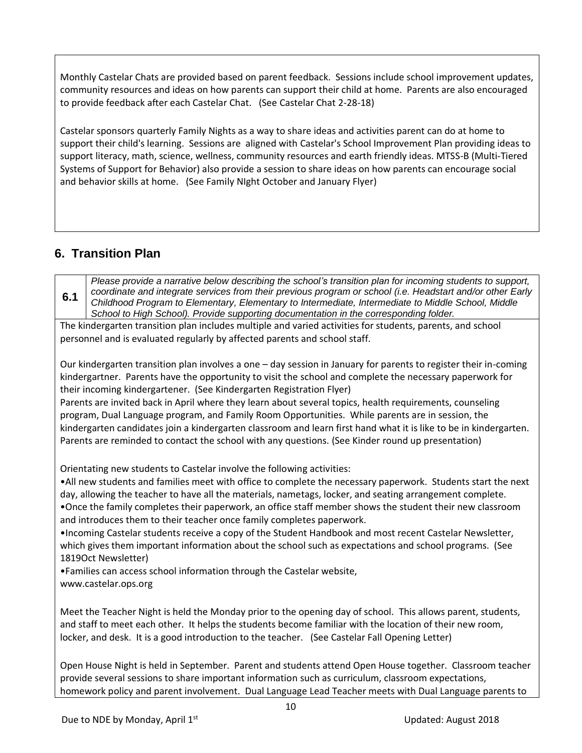Monthly Castelar Chats are provided based on parent feedback. Sessions include school improvement updates, community resources and ideas on how parents can support their child at home. Parents are also encouraged to provide feedback after each Castelar Chat. (See Castelar Chat 2-28-18)

Castelar sponsors quarterly Family Nights as a way to share ideas and activities parent can do at home to support their child's learning. Sessions are aligned with Castelar's School Improvement Plan providing ideas to support literacy, math, science, wellness, community resources and earth friendly ideas. MTSS-B (Multi-Tiered Systems of Support for Behavior) also provide a session to share ideas on how parents can encourage social and behavior skills at home. (See Family NIght October and January Flyer)

## 6. Transition Plan

| 6.1 | *Please provide a narrative below describing the school's transition plan for incoming students to support, coordinate and integrate services from their previous program or school (i.e. Headstart and/or other Early Childhood Program to Elementary, Elementary to Intermediate, Intermediate to Middle School, Middle School to High School). Provide supporting documentation in the corresponding folder.* |
|---|---|

The kindergarten transition plan includes multiple and varied activities for students, parents, and school personnel and is evaluated regularly by affected parents and school staff.

Our kindergarten transition plan involves a one – day session in January for parents to register their in-coming kindergartner. Parents have the opportunity to visit the school and complete the necessary paperwork for their incoming kindergartener. (See Kindergarten Registration Flyer)
Parents are invited back in April where they learn about several topics, health requirements, counseling program, Dual Language program, and Family Room Opportunities. While parents are in session, the kindergarten candidates join a kindergarten classroom and learn first hand what it is like to be in kindergarten. Parents are reminded to contact the school with any questions. (See Kinder round up presentation)

Orientating new students to Castelar involve the following activities:
- All new students and families meet with office to complete the necessary paperwork. Students start the next day, allowing the teacher to have all the materials, nametags, locker, and seating arrangement complete.
- Once the family completes their paperwork, an office staff member shows the student their new classroom and introduces them to their teacher once family completes paperwork.
- Incoming Castelar students receive a copy of the Student Handbook and most recent Castelar Newsletter, which gives them important information about the school such as expectations and school programs. (See 1819Oct Newsletter)
- Families can access school information through the Castelar website, www.castelar.ops.org

Meet the Teacher Night is held the Monday prior to the opening day of school. This allows parent, students, and staff to meet each other. It helps the students become familiar with the location of their new room, locker, and desk. It is a good introduction to the teacher. (See Castelar Fall Opening Letter)

Open House Night is held in September. Parent and students attend Open House together. Classroom teacher provide several sessions to share important information such as curriculum, classroom expectations, homework policy and parent involvement. Dual Language Lead Teacher meets with Dual Language parents to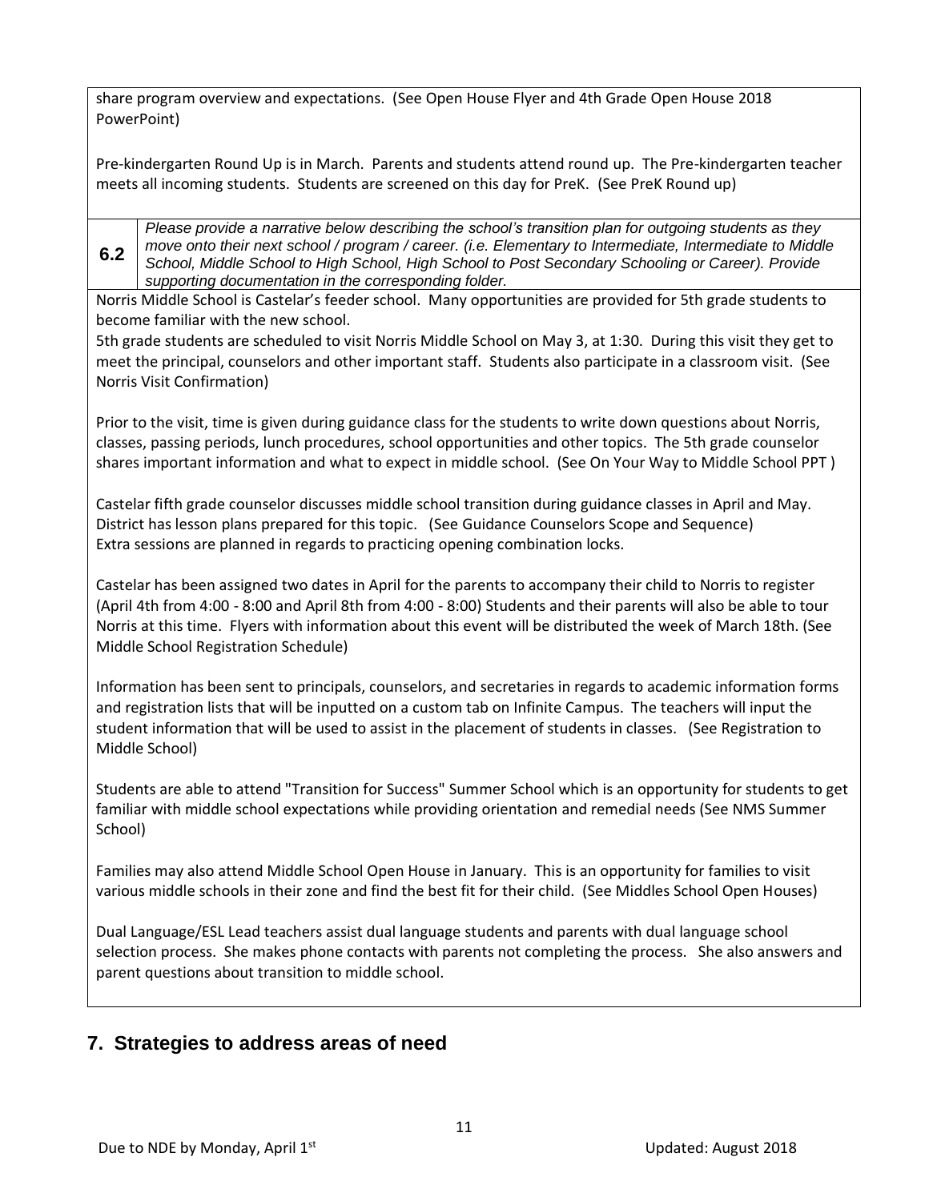share program overview and expectations. (See Open House Flyer and 4th Grade Open House 2018 PowerPoint)

Pre-kindergarten Round Up is in March. Parents and students attend round up. The Pre-kindergarten teacher meets all incoming students. Students are screened on this day for PreK. (See PreK Round up)

| 6.2 | *Please provide a narrative below describing the school's transition plan for outgoing students as they move onto their next school / program / career. (i.e. Elementary to Intermediate, Intermediate to Middle School, Middle School to High School, High School to Post Secondary Schooling or Career). Provide supporting documentation in the corresponding folder.* |
|---|---|

Norris Middle School is Castelar's feeder school. Many opportunities are provided for 5th grade students to become familiar with the new school.

5th grade students are scheduled to visit Norris Middle School on May 3, at 1:30. During this visit they get to meet the principal, counselors and other important staff. Students also participate in a classroom visit. (See Norris Visit Confirmation)

Prior to the visit, time is given during guidance class for the students to write down questions about Norris, classes, passing periods, lunch procedures, school opportunities and other topics. The 5th grade counselor shares important information and what to expect in middle school. (See On Your Way to Middle School PPT )

Castelar fifth grade counselor discusses middle school transition during guidance classes in April and May. District has lesson plans prepared for this topic. (See Guidance Counselors Scope and Sequence)
Extra sessions are planned in regards to practicing opening combination locks.

Castelar has been assigned two dates in April for the parents to accompany their child to Norris to register (April 4th from 4:00 - 8:00 and April 8th from 4:00 - 8:00) Students and their parents will also be able to tour Norris at this time. Flyers with information about this event will be distributed the week of March 18th. (See Middle School Registration Schedule)

Information has been sent to principals, counselors, and secretaries in regards to academic information forms and registration lists that will be inputted on a custom tab on Infinite Campus. The teachers will input the student information that will be used to assist in the placement of students in classes. (See Registration to Middle School)

Students are able to attend "Transition for Success" Summer School which is an opportunity for students to get familiar with middle school expectations while providing orientation and remedial needs (See NMS Summer School)

Families may also attend Middle School Open House in January. This is an opportunity for families to visit various middle schools in their zone and find the best fit for their child. (See Middles School Open Houses)

Dual Language/ESL Lead teachers assist dual language students and parents with dual language school selection process. She makes phone contacts with parents not completing the process. She also answers and parent questions about transition to middle school.

## 7. Strategies to address areas of need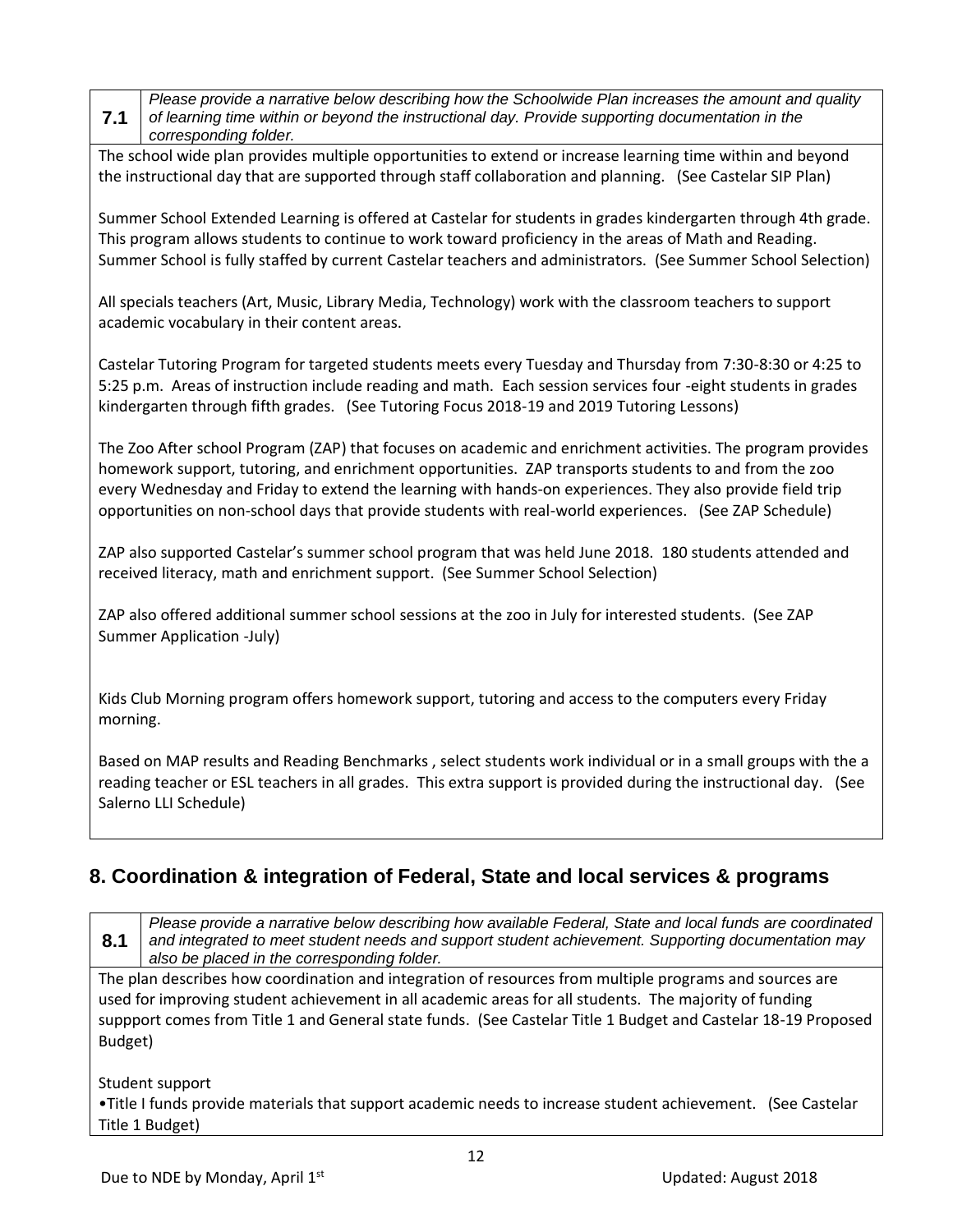| **7.1** | *Please provide a narrative below describing how the Schoolwide Plan increases the amount and quality of learning time within or beyond the instructional day. Provide supporting documentation in the corresponding folder.* |
| --- | --- |

The school wide plan provides multiple opportunities to extend or increase learning time within and beyond the instructional day that are supported through staff collaboration and planning. (See Castelar SIP Plan)

Summer School Extended Learning is offered at Castelar for students in grades kindergarten through 4th grade. This program allows students to continue to work toward proficiency in the areas of Math and Reading. Summer School is fully staffed by current Castelar teachers and administrators. (See Summer School Selection)

All specials teachers (Art, Music, Library Media, Technology) work with the classroom teachers to support academic vocabulary in their content areas.

Castelar Tutoring Program for targeted students meets every Tuesday and Thursday from 7:30-8:30 or 4:25 to 5:25 p.m. Areas of instruction include reading and math. Each session services four -eight students in grades kindergarten through fifth grades. (See Tutoring Focus 2018-19 and 2019 Tutoring Lessons)

The Zoo After school Program (ZAP) that focuses on academic and enrichment activities. The program provides homework support, tutoring, and enrichment opportunities. ZAP transports students to and from the zoo every Wednesday and Friday to extend the learning with hands-on experiences. They also provide field trip opportunities on non-school days that provide students with real-world experiences. (See ZAP Schedule)

ZAP also supported Castelar's summer school program that was held June 2018. 180 students attended and received literacy, math and enrichment support. (See Summer School Selection)

ZAP also offered additional summer school sessions at the zoo in July for interested students. (See ZAP Summer Application -July)

Kids Club Morning program offers homework support, tutoring and access to the computers every Friday morning.

Based on MAP results and Reading Benchmarks , select students work individual or in a small groups with the a reading teacher or ESL teachers in all grades. This extra support is provided during the instructional day. (See Salerno LLI Schedule)

## 8. Coordination & integration of Federal, State and local services & programs

| **8.1** | *Please provide a narrative below describing how available Federal, State and local funds are coordinated and integrated to meet student needs and support student achievement. Supporting documentation may also be placed in the corresponding folder.* |
| --- | --- |

The plan describes how coordination and integration of resources from multiple programs and sources are used for improving student achievement in all academic areas for all students. The majority of funding suppport comes from Title 1 and General state funds. (See Castelar Title 1 Budget and Castelar 18-19 Proposed Budget)

Student support

•Title I funds provide materials that support academic needs to increase student achievement. (See Castelar Title 1 Budget)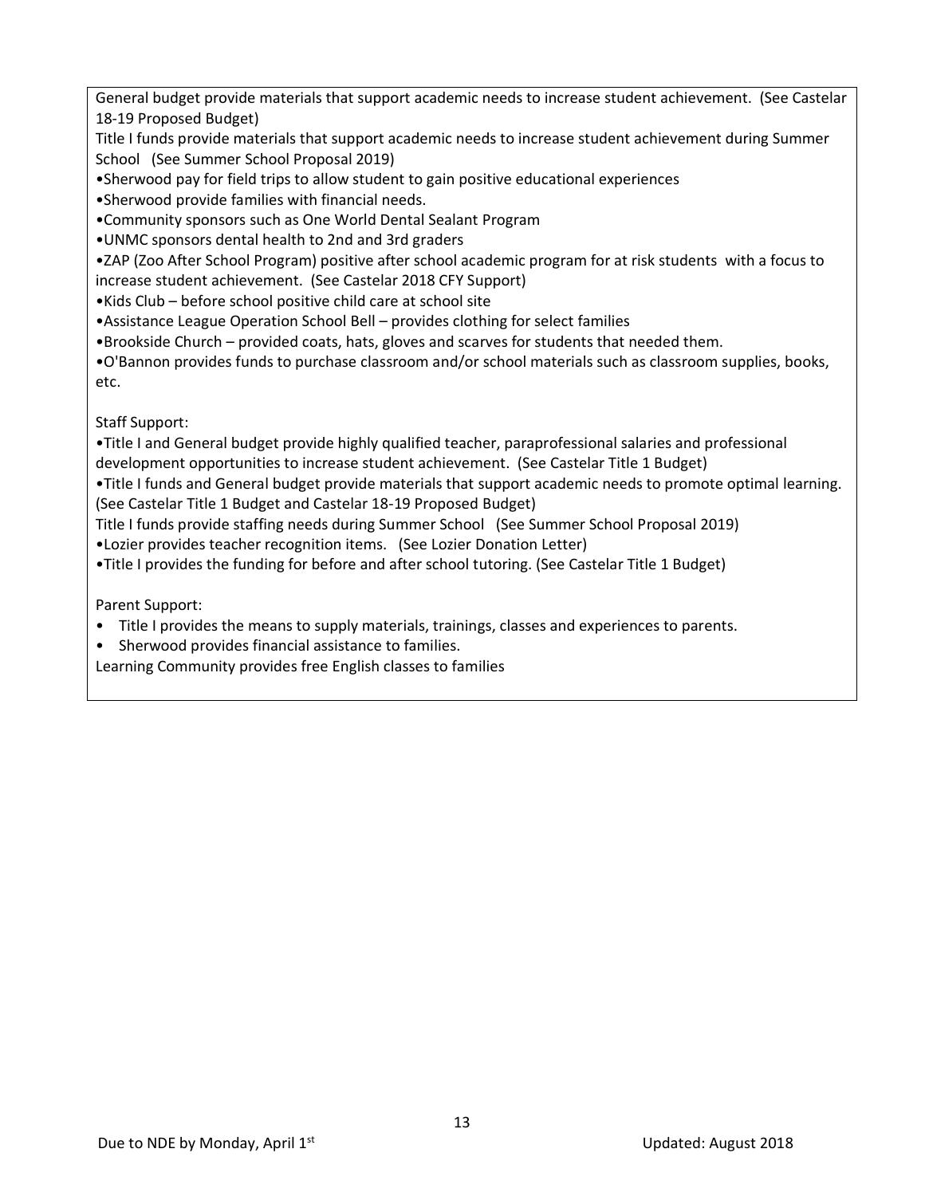General budget provide materials that support academic needs to increase student achievement. (See Castelar 18-19 Proposed Budget)

Title I funds provide materials that support academic needs to increase student achievement during Summer School (See Summer School Proposal 2019)

- Sherwood pay for field trips to allow student to gain positive educational experiences
- Sherwood provide families with financial needs.
- Community sponsors such as One World Dental Sealant Program
- UNMC sponsors dental health to 2nd and 3rd graders
- ZAP (Zoo After School Program) positive after school academic program for at risk students with a focus to increase student achievement. (See Castelar 2018 CFY Support)
- Kids Club – before school positive child care at school site
- Assistance League Operation School Bell – provides clothing for select families
- Brookside Church – provided coats, hats, gloves and scarves for students that needed them.
- O'Bannon provides funds to purchase classroom and/or school materials such as classroom supplies, books, etc.

Staff Support:

- Title I and General budget provide highly qualified teacher, paraprofessional salaries and professional development opportunities to increase student achievement. (See Castelar Title 1 Budget)
- Title I funds and General budget provide materials that support academic needs to promote optimal learning. (See Castelar Title 1 Budget and Castelar 18-19 Proposed Budget)

Title I funds provide staffing needs during Summer School (See Summer School Proposal 2019)

- Lozier provides teacher recognition items. (See Lozier Donation Letter)
- Title I provides the funding for before and after school tutoring. (See Castelar Title 1 Budget)

Parent Support:

- Title I provides the means to supply materials, trainings, classes and experiences to parents.
- Sherwood provides financial assistance to families.

Learning Community provides free English classes to families